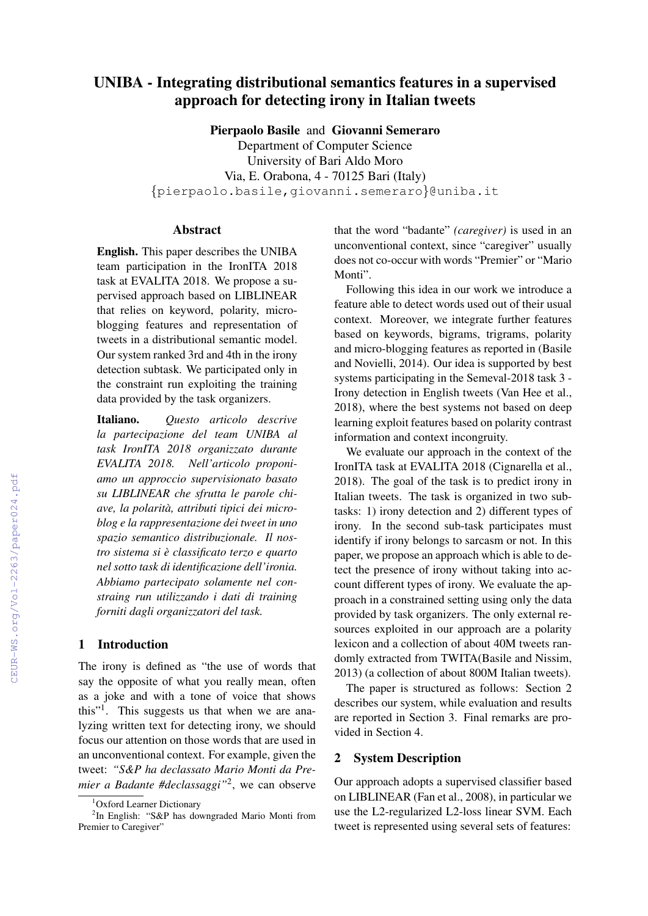# UNIBA - Integrating distributional semantics features in a supervised approach for detecting irony in Italian tweets

**Pierpaolo Basile** and **Giovanni Semeraro**
Department of Computer Science
University of Bari Aldo Moro
Via, E. Orabona, 4 - 70125 Bari (Italy)
{pierpaolo.basile,giovanni.semeraro}@uniba.it

## Abstract

**English.** This paper describes the UNIBA team participation in the IronITA 2018 task at EVALITA 2018. We propose a supervised approach based on LIBLINEAR that relies on keyword, polarity, micro-blogging features and representation of tweets in a distributional semantic model. Our system ranked 3rd and 4th in the irony detection subtask. We participated only in the constraint run exploiting the training data provided by the task organizers.

**Italiano.** *Questo articolo descrive la partecipazione del team UNIBA al task IronITA 2018 organizzato durante EVALITA 2018. Nell'articolo proponiamo un approccio supervisionato basato su LIBLINEAR che sfrutta le parole chiave, la polarità, attributi tipici dei micro-blog e la rappresentazione dei tweet in uno spazio semantico distribuzionale. Il nostro sistema si è classificato terzo e quarto nel sotto task di identificazione dell'ironia. Abbiamo partecipato solamente nel constraing run utilizzando i dati di training forniti dagli organizzatori del task.*

## 1 Introduction

The irony is defined as "the use of words that say the opposite of what you really mean, often as a joke and with a tone of voice that shows this"[1]. This suggests us that when we are analyzing written text for detecting irony, we should focus our attention on those words that are used in an unconventional context. For example, given the tweet: *"S&P ha declassato Mario Monti da Premier a Badante #declassaggi"*[2], we can observe that the word "badante" *(caregiver)* is used in an unconventional context, since "caregiver" usually does not co-occur with words "Premier" or "Mario Monti".

Following this idea in our work we introduce a feature able to detect words used out of their usual context. Moreover, we integrate further features based on keywords, bigrams, trigrams, polarity and micro-blogging features as reported in (Basile and Novielli, 2014). Our idea is supported by best systems participating in the Semeval-2018 task 3 - Irony detection in English tweets (Van Hee et al., 2018), where the best systems not based on deep learning exploit features based on polarity contrast information and context incongruity.

We evaluate our approach in the context of the IronITA task at EVALITA 2018 (Cignarella et al., 2018). The goal of the task is to predict irony in Italian tweets. The task is organized in two subtasks: 1) irony detection and 2) different types of irony. In the second sub-task participates must identify if irony belongs to sarcasm or not. In this paper, we propose an approach which is able to detect the presence of irony without taking into account different types of irony. We evaluate the approach in a constrained setting using only the data provided by task organizers. The only external resources exploited in our approach are a polarity lexicon and a collection of about 40M tweets randomly extracted from TWITA(Basile and Nissim, 2013) (a collection of about 800M Italian tweets).

The paper is structured as follows: Section 2 describes our system, while evaluation and results are reported in Section 3. Final remarks are provided in Section 4.

## 2 System Description

Our approach adopts a supervised classifier based on LIBLINEAR (Fan et al., 2008), in particular we use the L2-regularized L2-loss linear SVM. Each tweet is represented using several sets of features:

[1] Oxford Learner Dictionary

[2] In English: "S&P has downgraded Mario Monti from Premier to Caregiver"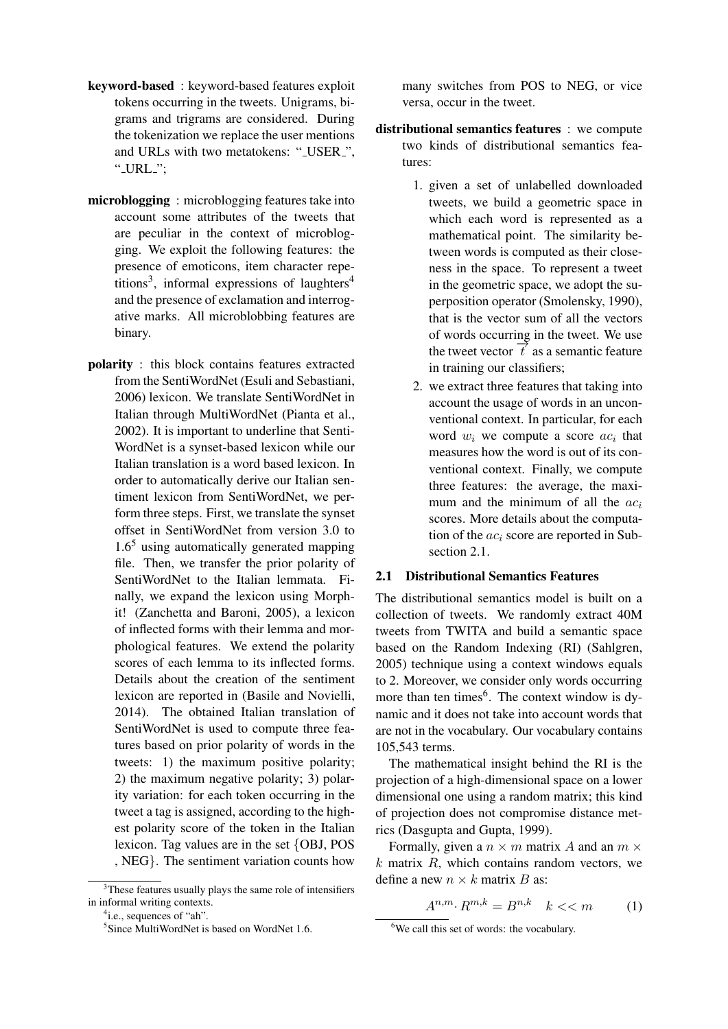**keyword-based** : keyword-based features exploit tokens occurring in the tweets. Unigrams, bigrams and trigrams are considered. During the tokenization we replace the user mentions and URLs with two metatokens: "_USER_", "_URL_";

**microblogging** : microblogging features take into account some attributes of the tweets that are peculiar in the context of microblogging. We exploit the following features: the presence of emoticons, item character repetitions[3], informal expressions of laughters[4] and the presence of exclamation and interrogative marks. All microblobbing features are binary.

**polarity** : this block contains features extracted from the SentiWordNet (Esuli and Sebastiani, 2006) lexicon. We translate SentiWordNet in Italian through MultiWordNet (Pianta et al., 2002). It is important to underline that SentiWordNet is a synset-based lexicon while our Italian translation is a word based lexicon. In order to automatically derive our Italian sentiment lexicon from SentiWordNet, we perform three steps. First, we translate the synset offset in SentiWordNet from version 3.0 to 1.6[5] using automatically generated mapping file. Then, we transfer the prior polarity of SentiWordNet to the Italian lemmata. Finally, we expand the lexicon using Morph-it! (Zanchetta and Baroni, 2005), a lexicon of inflected forms with their lemma and morphological features. We extend the polarity scores of each lemma to its inflected forms. Details about the creation of the sentiment lexicon are reported in (Basile and Novielli, 2014). The obtained Italian translation of SentiWordNet is used to compute three features based on prior polarity of words in the tweets: 1) the maximum positive polarity; 2) the maximum negative polarity; 3) polarity variation: for each token occurring in the tweet a tag is assigned, according to the highest polarity score of the token in the Italian lexicon. Tag values are in the set {OBJ, POS , NEG}. The sentiment variation counts how many switches from POS to NEG, or vice versa, occur in the tweet.

**distributional semantics features** : we compute two kinds of distributional semantics features:

1. given a set of unlabelled downloaded tweets, we build a geometric space in which each word is represented as a mathematical point. The similarity between words is computed as their closeness in the space. To represent a tweet in the geometric space, we adopt the superposition operator (Smolensky, 1990), that is the vector sum of all the vectors of words occurring in the tweet. We use the tweet vector $\vec{t}$ as a semantic feature in training our classifiers;
2. we extract three features that taking into account the usage of words in an unconventional context. In particular, for each word $w_i$ we compute a score $ac_i$ that measures how the word is out of its conventional context. Finally, we compute three features: the average, the maximum and the minimum of all the $ac_i$ scores. More details about the computation of the $ac_i$ score are reported in Subsection 2.1.

### 2.1 Distributional Semantics Features

The distributional semantics model is built on a collection of tweets. We randomly extract 40M tweets from TWITA and build a semantic space based on the Random Indexing (RI) (Sahlgren, 2005) technique using a context windows equals to 2. Moreover, we consider only words occurring more than ten times[6]. The context window is dynamic and it does not take into account words that are not in the vocabulary. Our vocabulary contains 105,543 terms.

The mathematical insight behind the RI is the projection of a high-dimensional space on a lower dimensional one using a random matrix; this kind of projection does not compromise distance metrics (Dasgupta and Gupta, 1999).

Formally, given a $n \times m$ matrix $A$ and an $m \times k$ matrix $R$, which contains random vectors, we define a new $n \times k$ matrix $B$ as:

$$A^{n,m} \cdot R^{m,k} = B^{n,k} \quad k << m \tag{1}$$

---

[3] These features usually plays the same role of intensifiers in informal writing contexts.

[4] i.e., sequences of "ah".

[5] Since MultiWordNet is based on WordNet 1.6.

[6] We call this set of words: the vocabulary.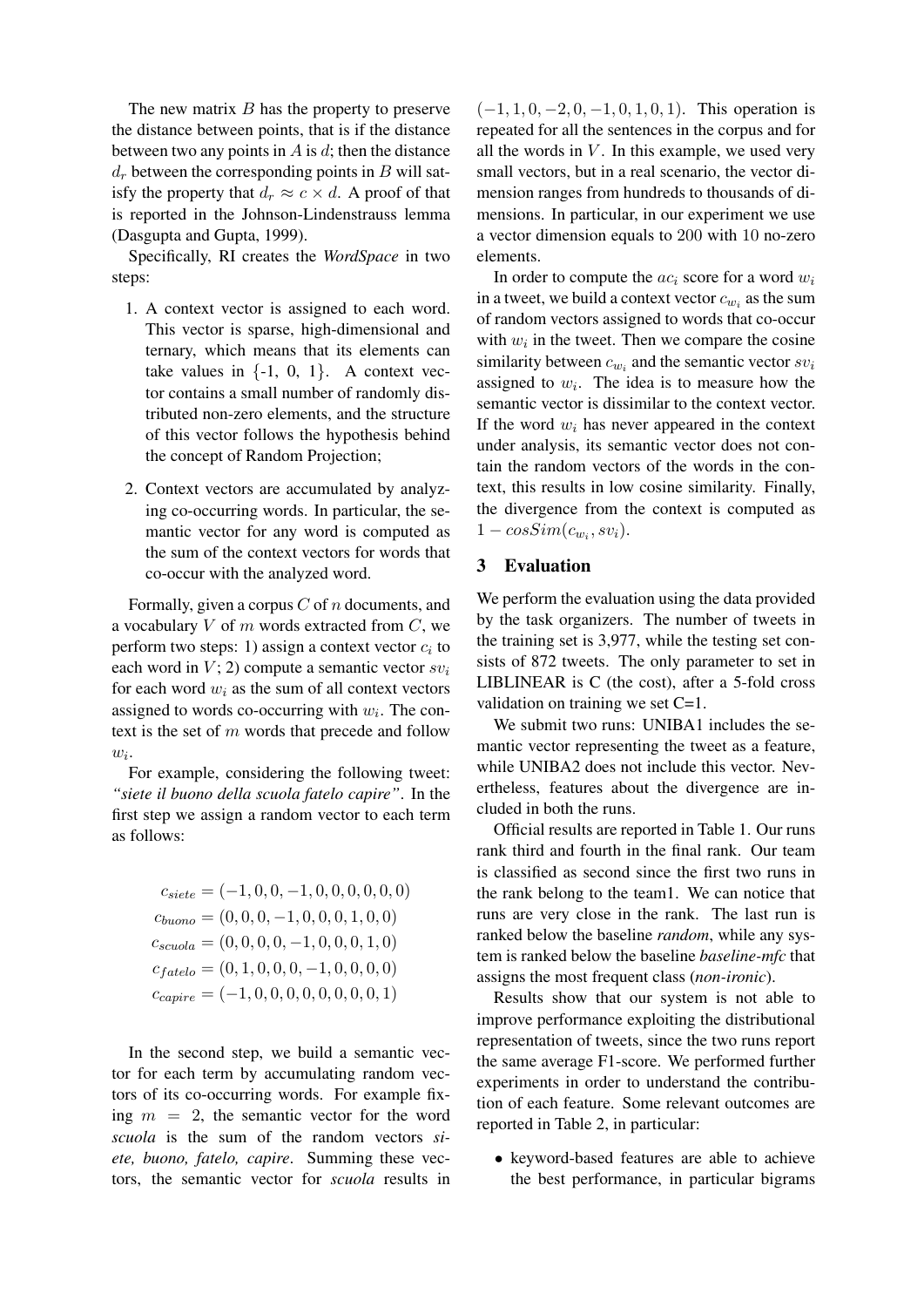The new matrix $B$ has the property to preserve the distance between points, that is if the distance between two any points in $A$ is $d$; then the distance $d_r$ between the corresponding points in $B$ will satisfy the property that $d_r \approx c \times d$. A proof of that is reported in the Johnson-Lindenstrauss lemma (Dasgupta and Gupta, 1999).

Specifically, RI creates the *WordSpace* in two steps:

1. A context vector is assigned to each word. This vector is sparse, high-dimensional and ternary, which means that its elements can take values in {-1, 0, 1}. A context vector contains a small number of randomly distributed non-zero elements, and the structure of this vector follows the hypothesis behind the concept of Random Projection;
2. Context vectors are accumulated by analyzing co-occurring words. In particular, the semantic vector for any word is computed as the sum of the context vectors for words that co-occur with the analyzed word.

Formally, given a corpus $C$ of $n$ documents, and a vocabulary $V$ of $m$ words extracted from $C$, we perform two steps: 1) assign a context vector $c_i$ to each word in $V$; 2) compute a semantic vector $sv_i$ for each word $w_i$ as the sum of all context vectors assigned to words co-occurring with $w_i$. The context is the set of $m$ words that precede and follow $w_i$.

For example, considering the following tweet: *"siete il buono della scuola fatelo capire"*. In the first step we assign a random vector to each term as follows:

$$c_{siete} = (-1, 0, 0, -1, 0, 0, 0, 0, 0, 0)$$
$$c_{buono} = (0, 0, 0, -1, 0, 0, 0, 1, 0, 0)$$
$$c_{scuola} = (0, 0, 0, 0, -1, 0, 0, 0, 1, 0)$$
$$c_{fatelo} = (0, 1, 0, 0, 0, -1, 0, 0, 0, 0)$$
$$c_{capire} = (-1, 0, 0, 0, 0, 0, 0, 0, 0, 1)$$

In the second step, we build a semantic vector for each term by accumulating random vectors of its co-occurring words. For example fixing $m = 2$, the semantic vector for the word *scuola* is the sum of the random vectors *siete, buono, fatelo, capire*. Summing these vectors, the semantic vector for *scuola* results in $(-1, 1, 0, -2, 0, -1, 0, 1, 0, 1)$. This operation is repeated for all the sentences in the corpus and for all the words in $V$. In this example, we used very small vectors, but in a real scenario, the vector dimension ranges from hundreds to thousands of dimensions. In particular, in our experiment we use a vector dimension equals to 200 with 10 no-zero elements.

In order to compute the $ac_i$ score for a word $w_i$ in a tweet, we build a context vector $c_{w_i}$ as the sum of random vectors assigned to words that co-occur with $w_i$ in the tweet. Then we compare the cosine similarity between $c_{w_i}$ and the semantic vector $sv_i$ assigned to $w_i$. The idea is to measure how the semantic vector is dissimilar to the context vector. If the word $w_i$ has never appeared in the context under analysis, its semantic vector does not contain the random vectors of the words in the context, this results in low cosine similarity. Finally, the divergence from the context is computed as $1 - cosSim(c_{w_i}, sv_i)$.

## 3 Evaluation

We perform the evaluation using the data provided by the task organizers. The number of tweets in the training set is 3,977, while the testing set consists of 872 tweets. The only parameter to set in LIBLINEAR is C (the cost), after a 5-fold cross validation on training we set C=1.

We submit two runs: UNIBA1 includes the semantic vector representing the tweet as a feature, while UNIBA2 does not include this vector. Nevertheless, features about the divergence are included in both the runs.

Official results are reported in Table 1. Our runs rank third and fourth in the final rank. Our team is classified as second since the first two runs in the rank belong to the team1. We can notice that runs are very close in the rank. The last run is ranked below the baseline *random*, while any system is ranked below the baseline *baseline-mfc* that assigns the most frequent class (*non-ironic*).

Results show that our system is not able to improve performance exploiting the distributional representation of tweets, since the two runs report the same average F1-score. We performed further experiments in order to understand the contribution of each feature. Some relevant outcomes are reported in Table 2, in particular:

- keyword-based features are able to achieve the best performance, in particular bigrams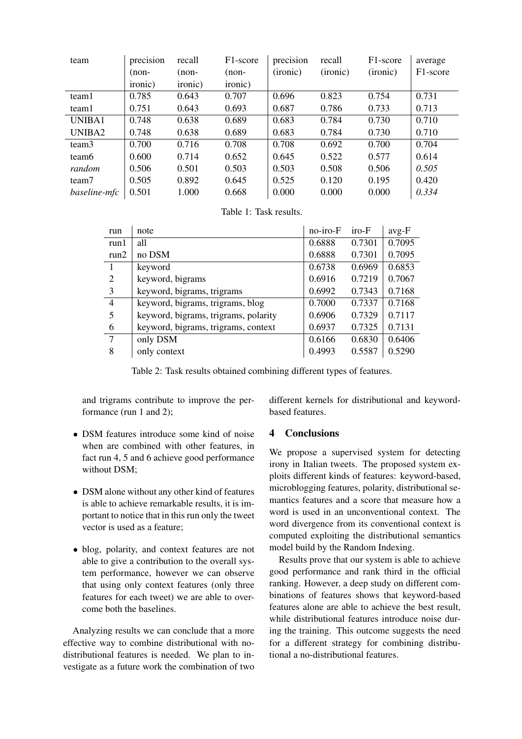| team | precision (non-ironic) | recall (non-ironic) | F1-score (non-ironic) | precision (ironic) | recall (ironic) | F1-score (ironic) | average F1-score |
|---|---|---|---|---|---|---|---|
| team1 | 0.785 | 0.643 | 0.707 | 0.696 | 0.823 | 0.754 | 0.731 |
| team1 | 0.751 | 0.643 | 0.693 | 0.687 | 0.786 | 0.733 | 0.713 |
| UNIBA1 | 0.748 | 0.638 | 0.689 | 0.683 | 0.784 | 0.730 | 0.710 |
| UNIBA2 | 0.748 | 0.638 | 0.689 | 0.683 | 0.784 | 0.730 | 0.710 |
| team3 | 0.700 | 0.716 | 0.708 | 0.708 | 0.692 | 0.700 | 0.704 |
| team6 | 0.600 | 0.714 | 0.652 | 0.645 | 0.522 | 0.577 | 0.614 |
| *random* | 0.506 | 0.501 | 0.503 | 0.503 | 0.508 | 0.506 | *0.505* |
| team7 | 0.505 | 0.892 | 0.645 | 0.525 | 0.120 | 0.195 | 0.420 |
| *baseline-mfc* | 0.501 | 1.000 | 0.668 | 0.000 | 0.000 | 0.000 | *0.334* |

Table 1: Task results.

| run | note | no-iro-F | iro-F | avg-F |
|---|---|---|---|---|
| run1 | all | 0.6888 | 0.7301 | 0.7095 |
| run2 | no DSM | 0.6888 | 0.7301 | 0.7095 |
| 1 | keyword | 0.6738 | 0.6969 | 0.6853 |
| 2 | keyword, bigrams | 0.6916 | 0.7219 | 0.7067 |
| 3 | keyword, bigrams, trigrams | 0.6992 | 0.7343 | 0.7168 |
| 4 | keyword, bigrams, trigrams, blog | 0.7000 | 0.7337 | 0.7168 |
| 5 | keyword, bigrams, trigrams, polarity | 0.6906 | 0.7329 | 0.7117 |
| 6 | keyword, bigrams, trigrams, context | 0.6937 | 0.7325 | 0.7131 |
| 7 | only DSM | 0.6166 | 0.6830 | 0.6406 |
| 8 | only context | 0.4993 | 0.5587 | 0.5290 |

Table 2: Task results obtained combining different types of features.

and trigrams contribute to improve the performance (run 1 and 2);

- DSM features introduce some kind of noise when are combined with other features, in fact run 4, 5 and 6 achieve good performance without DSM;
- DSM alone without any other kind of features is able to achieve remarkable results, it is important to notice that in this run only the tweet vector is used as a feature;
- blog, polarity, and context features are not able to give a contribution to the overall system performance, however we can observe that using only context features (only three features for each tweet) we are able to overcome both the baselines.

Analyzing results we can conclude that a more effective way to combine distributional with no-distributional features is needed. We plan to investigate as a future work the combination of two different kernels for distributional and keyword-based features.

## 4 Conclusions

We propose a supervised system for detecting irony in Italian tweets. The proposed system exploits different kinds of features: keyword-based, microblogging features, polarity, distributional semantics features and a score that measure how a word is used in an unconventional context. The word divergence from its conventional context is computed exploiting the distributional semantics model build by the Random Indexing.

Results prove that our system is able to achieve good performance and rank third in the official ranking. However, a deep study on different combinations of features shows that keyword-based features alone are able to achieve the best result, while distributional features introduce noise during the training. This outcome suggests the need for a different strategy for combining distributional a no-distributional features.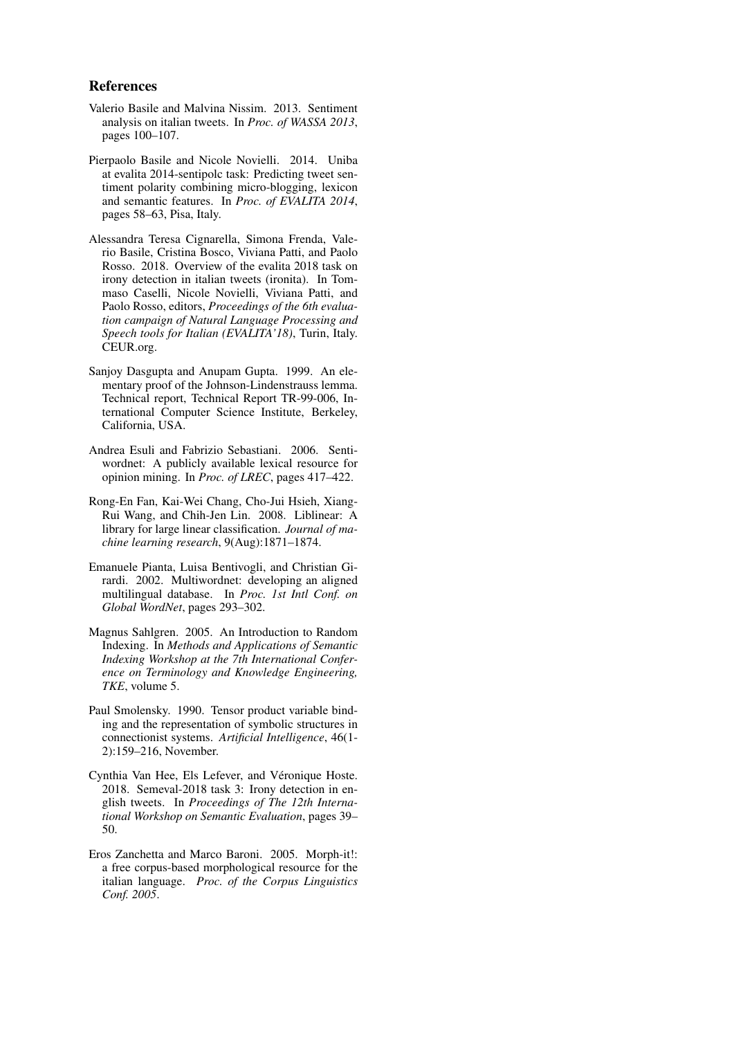## References

Valerio Basile and Malvina Nissim. 2013. Sentiment analysis on italian tweets. In *Proc. of WASSA 2013*, pages 100–107.

Pierpaolo Basile and Nicole Novielli. 2014. Uniba at evalita 2014-sentipolc task: Predicting tweet sentiment polarity combining micro-blogging, lexicon and semantic features. In *Proc. of EVALITA 2014*, pages 58–63, Pisa, Italy.

Alessandra Teresa Cignarella, Simona Frenda, Valerio Basile, Cristina Bosco, Viviana Patti, and Paolo Rosso. 2018. Overview of the evalita 2018 task on irony detection in italian tweets (ironita). In Tommaso Caselli, Nicole Novielli, Viviana Patti, and Paolo Rosso, editors, *Proceedings of the 6th evaluation campaign of Natural Language Processing and Speech tools for Italian (EVALITA'18)*, Turin, Italy. CEUR.org.

Sanjoy Dasgupta and Anupam Gupta. 1999. An elementary proof of the Johnson-Lindenstrauss lemma. Technical report, Technical Report TR-99-006, International Computer Science Institute, Berkeley, California, USA.

Andrea Esuli and Fabrizio Sebastiani. 2006. Sentiwordnet: A publicly available lexical resource for opinion mining. In *Proc. of LREC*, pages 417–422.

Rong-En Fan, Kai-Wei Chang, Cho-Jui Hsieh, Xiang-Rui Wang, and Chih-Jen Lin. 2008. Liblinear: A library for large linear classification. *Journal of machine learning research*, 9(Aug):1871–1874.

Emanuele Pianta, Luisa Bentivogli, and Christian Girardi. 2002. Multiwordnet: developing an aligned multilingual database. In *Proc. 1st Intl Conf. on Global WordNet*, pages 293–302.

Magnus Sahlgren. 2005. An Introduction to Random Indexing. In *Methods and Applications of Semantic Indexing Workshop at the 7th International Conference on Terminology and Knowledge Engineering, TKE*, volume 5.

Paul Smolensky. 1990. Tensor product variable binding and the representation of symbolic structures in connectionist systems. *Artificial Intelligence*, 46(1-2):159–216, November.

Cynthia Van Hee, Els Lefever, and Véronique Hoste. 2018. Semeval-2018 task 3: Irony detection in english tweets. In *Proceedings of The 12th International Workshop on Semantic Evaluation*, pages 39–50.

Eros Zanchetta and Marco Baroni. 2005. Morph-it!: a free corpus-based morphological resource for the italian language. *Proc. of the Corpus Linguistics Conf. 2005*.